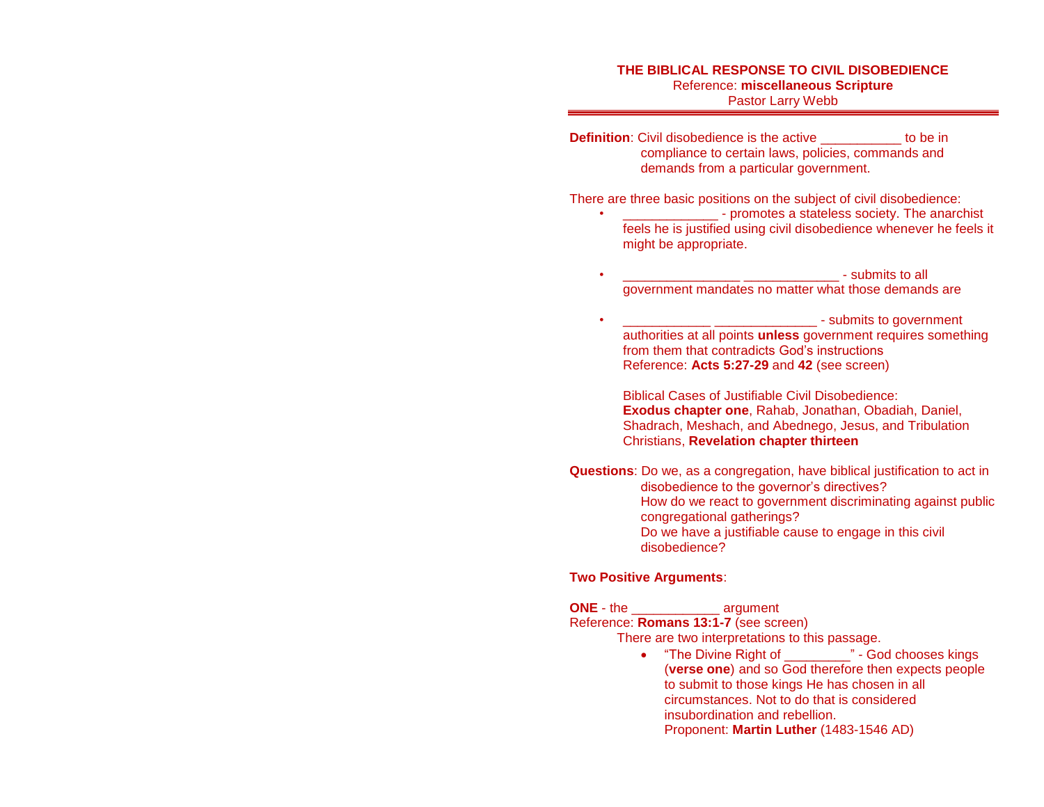**THE BIBLICAL RESPONSE TO CIVIL DISOBEDIENCE**
Reference: **miscellaneous Scripture**
Pastor Larry Webb

---

**Definition**: Civil disobedience is the active ___________ to be in compliance to certain laws, policies, commands and demands from a particular government.

There are three basic positions on the subject of civil disobedience:

- _____________ - promotes a stateless society. The anarchist feels he is justified using civil disobedience whenever he feels it might be appropriate.

- ________________ _____________ - submits to all government mandates no matter what those demands are

- ____________ ______________ - submits to government authorities at all points **unless** government requires something from them that contradicts God's instructions
  Reference: **Acts 5:27-29** and **42** (see screen)

  Biblical Cases of Justifiable Civil Disobedience:
  **Exodus chapter one**, Rahab, Jonathan, Obadiah, Daniel, Shadrach, Meshach, and Abednego, Jesus, and Tribulation Christians, **Revelation chapter thirteen**

**Questions**: Do we, as a congregation, have biblical justification to act in disobedience to the governor's directives?
How do we react to government discriminating against public congregational gatherings?
Do we have a justifiable cause to engage in this civil disobedience?

**Two Positive Arguments**:

**ONE** - the ____________ argument
Reference: **Romans 13:1-7** (see screen)

There are two interpretations to this passage.

- "The Divine Right of _________" - God chooses kings (**verse one**) and so God therefore then expects people to submit to those kings He has chosen in all circumstances. Not to do that is considered insubordination and rebellion.
  Proponent: **Martin Luther** (1483-1546 AD)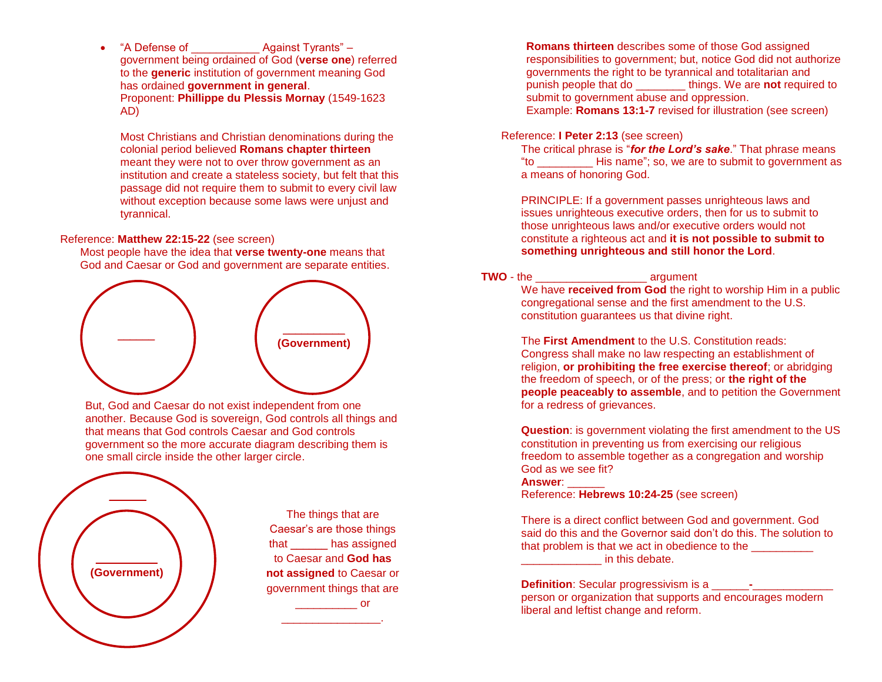- "A Defense of ___________ Against Tyrants" – government being ordained of God (**verse one**) referred to the **generic** institution of government meaning God has ordained **government in general**.
  Proponent: **Phillippe du Plessis Mornay** (1549-1623 AD)

  Most Christians and Christian denominations during the colonial period believed **Romans chapter thirteen** meant they were not to over throw government as an institution and create a stateless society, but felt that this passage did not require them to submit to every civil law without exception because some laws were unjust and tyrannical.

Reference: **Matthew 22:15-22** (see screen)
Most people have the idea that **verse twenty-one** means that God and Caesar or God and government are separate entities.

______

_________
**(Government)**

But, God and Caesar do not exist independent from one another. Because God is sovereign, God controls all things and that means that God controls Caesar and God controls government so the more accurate diagram describing them is one small circle inside the other larger circle.

______

_________
**(Government)**

The things that are Caesar's are those things that ______ has assigned to Caesar and **God has not assigned** to Caesar or government things that are __________ or ________________.

**Romans thirteen** describes some of those God assigned responsibilities to government; but, notice God did not authorize governments the right to be tyrannical and totalitarian and punish people that do ________ things. We are **not** required to submit to government abuse and oppression.
Example: **Romans 13:1-7** revised for illustration (see screen)

Reference: **I Peter 2:13** (see screen)
The critical phrase is "***for the Lord's sake***." That phrase means "to _________ His name"; so, we are to submit to government as a means of honoring God.

PRINCIPLE: If a government passes unrighteous laws and issues unrighteous executive orders, then for us to submit to those unrighteous laws and/or executive orders would not constitute a righteous act and **it is not possible to submit to something unrighteous and still honor the Lord**.

**TWO** - the __________________ argument
We have **received from God** the right to worship Him in a public congregational sense and the first amendment to the U.S. constitution guarantees us that divine right.

The **First Amendment** to the U.S. Constitution reads:
Congress shall make no law respecting an establishment of religion, **or prohibiting the free exercise thereof**; or abridging the freedom of speech, or of the press; or **the right of the people peaceably to assemble**, and to petition the Government for a redress of grievances.

**Question**: is government violating the first amendment to the US constitution in preventing us from exercising our religious freedom to assemble together as a congregation and worship God as we see fit?
**Answer**: ______
Reference: **Hebrews 10:24-25** (see screen)

There is a direct conflict between God and government. God said do this and the Governor said don't do this. The solution to that problem is that we act in obedience to the __________ _____________ in this debate.

**Definition**: Secular progressivism is a ______-_____________ person or organization that supports and encourages modern liberal and leftist change and reform.